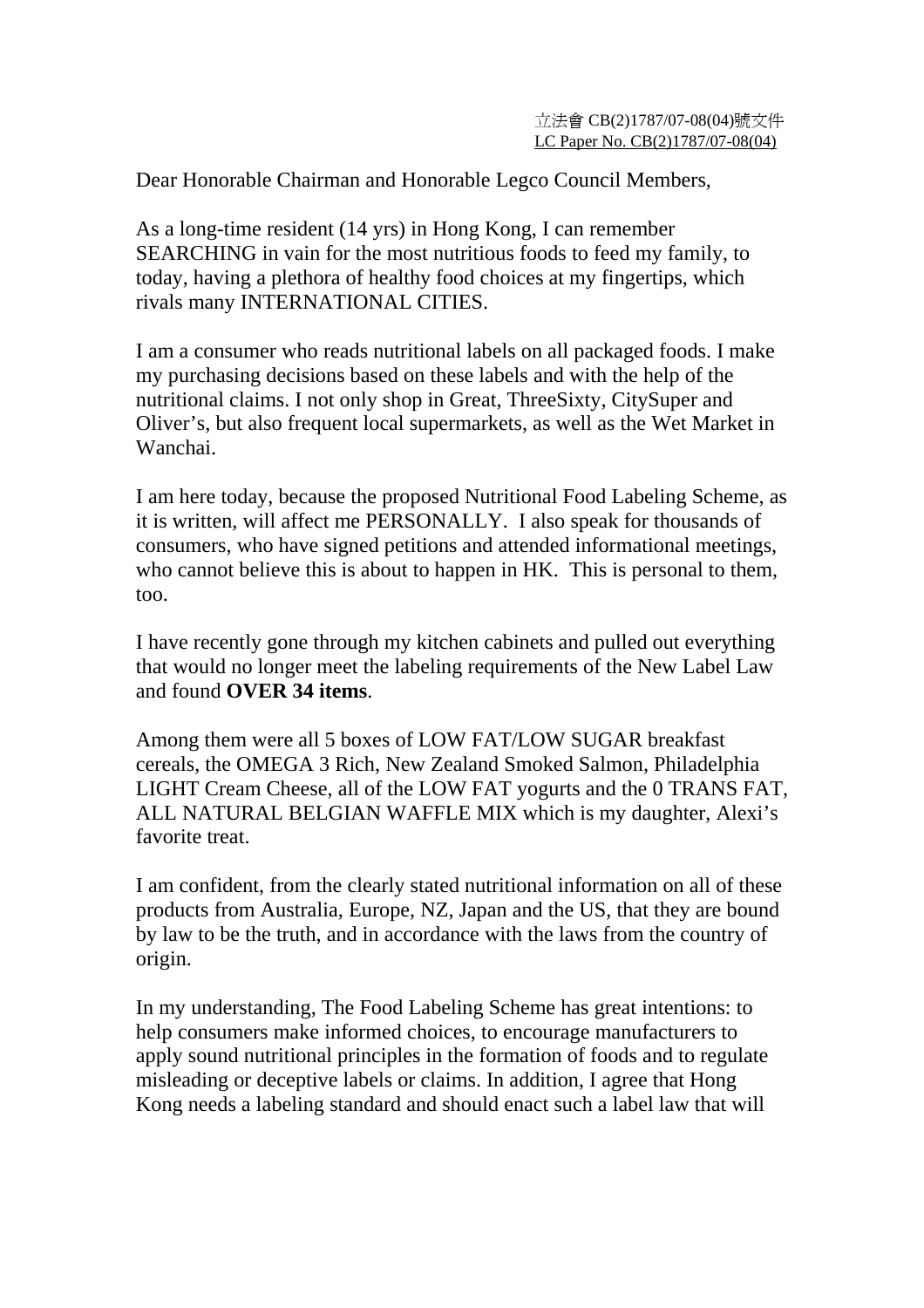立法會 CB(2)1787/07-08(04)號文件
LC Paper No. CB(2)1787/07-08(04)

Dear Honorable Chairman and Honorable Legco Council Members,

As a long-time resident (14 yrs) in Hong Kong, I can remember SEARCHING in vain for the most nutritious foods to feed my family, to today, having a plethora of healthy food choices at my fingertips, which rivals many INTERNATIONAL CITIES.

I am a consumer who reads nutritional labels on all packaged foods. I make my purchasing decisions based on these labels and with the help of the nutritional claims. I not only shop in Great, ThreeSixty, CitySuper and Oliver's, but also frequent local supermarkets, as well as the Wet Market in Wanchai.

I am here today, because the proposed Nutritional Food Labeling Scheme, as it is written, will affect me PERSONALLY. I also speak for thousands of consumers, who have signed petitions and attended informational meetings, who cannot believe this is about to happen in HK. This is personal to them, too.

I have recently gone through my kitchen cabinets and pulled out everything that would no longer meet the labeling requirements of the New Label Law and found **OVER 34 items**.

Among them were all 5 boxes of LOW FAT/LOW SUGAR breakfast cereals, the OMEGA 3 Rich, New Zealand Smoked Salmon, Philadelphia LIGHT Cream Cheese, all of the LOW FAT yogurts and the 0 TRANS FAT, ALL NATURAL BELGIAN WAFFLE MIX which is my daughter, Alexi's favorite treat.

I am confident, from the clearly stated nutritional information on all of these products from Australia, Europe, NZ, Japan and the US, that they are bound by law to be the truth, and in accordance with the laws from the country of origin.

In my understanding, The Food Labeling Scheme has great intentions: to help consumers make informed choices, to encourage manufacturers to apply sound nutritional principles in the formation of foods and to regulate misleading or deceptive labels or claims. In addition, I agree that Hong Kong needs a labeling standard and should enact such a label law that will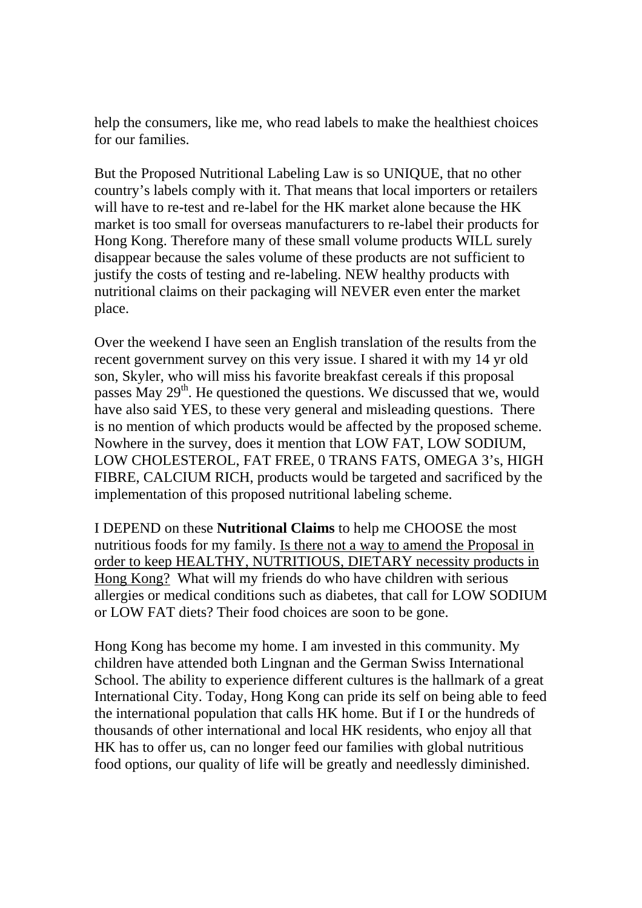help the consumers, like me, who read labels to make the healthiest choices for our families.

But the Proposed Nutritional Labeling Law is so UNIQUE, that no other country's labels comply with it. That means that local importers or retailers will have to re-test and re-label for the HK market alone because the HK market is too small for overseas manufacturers to re-label their products for Hong Kong. Therefore many of these small volume products WILL surely disappear because the sales volume of these products are not sufficient to justify the costs of testing and re-labeling. NEW healthy products with nutritional claims on their packaging will NEVER even enter the market place.

Over the weekend I have seen an English translation of the results from the recent government survey on this very issue. I shared it with my 14 yr old son, Skyler, who will miss his favorite breakfast cereals if this proposal passes May 29th. He questioned the questions. We discussed that we, would have also said YES, to these very general and misleading questions. There is no mention of which products would be affected by the proposed scheme. Nowhere in the survey, does it mention that LOW FAT, LOW SODIUM, LOW CHOLESTEROL, FAT FREE, 0 TRANS FATS, OMEGA 3's, HIGH FIBRE, CALCIUM RICH, products would be targeted and sacrificed by the implementation of this proposed nutritional labeling scheme.

I DEPEND on these **Nutritional Claims** to help me CHOOSE the most nutritious foods for my family. Is there not a way to amend the Proposal in order to keep HEALTHY, NUTRITIOUS, DIETARY necessity products in Hong Kong? What will my friends do who have children with serious allergies or medical conditions such as diabetes, that call for LOW SODIUM or LOW FAT diets? Their food choices are soon to be gone.

Hong Kong has become my home. I am invested in this community. My children have attended both Lingnan and the German Swiss International School. The ability to experience different cultures is the hallmark of a great International City. Today, Hong Kong can pride its self on being able to feed the international population that calls HK home. But if I or the hundreds of thousands of other international and local HK residents, who enjoy all that HK has to offer us, can no longer feed our families with global nutritious food options, our quality of life will be greatly and needlessly diminished.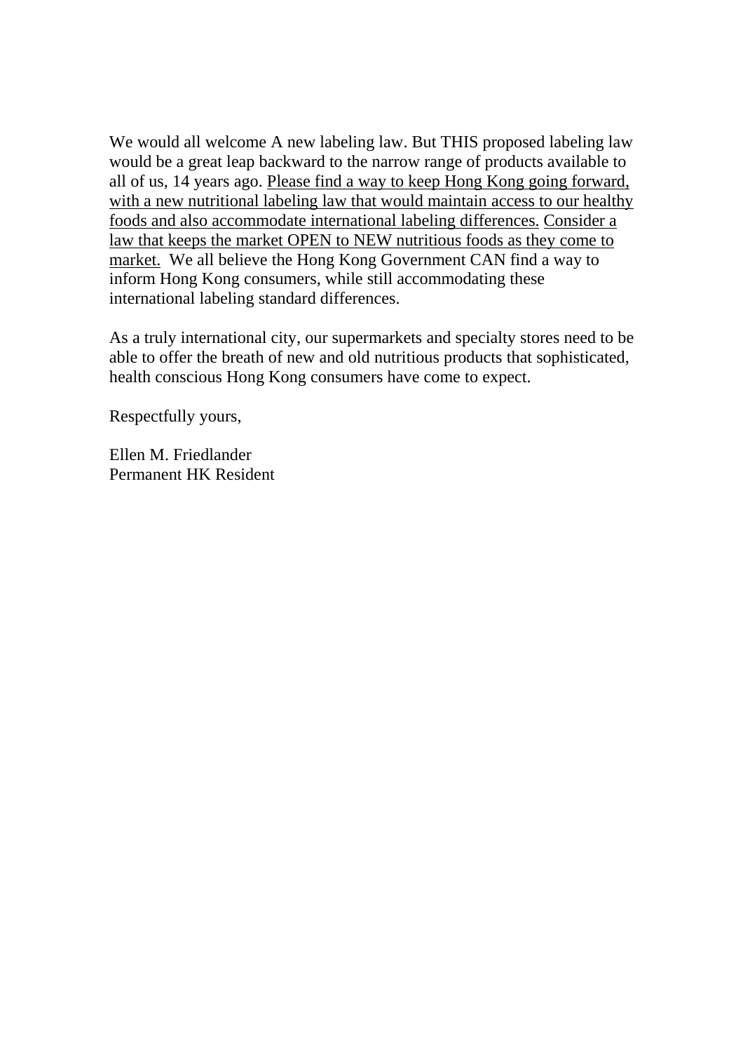We would all welcome A new labeling law. But THIS proposed labeling law would be a great leap backward to the narrow range of products available to all of us, 14 years ago. <u>Please find a way to keep Hong Kong going forward, with a new nutritional labeling law that would maintain access to our healthy foods and also accommodate international labeling differences.</u> <u>Consider a law that keeps the market OPEN to NEW nutritious foods as they come to market.</u> We all believe the Hong Kong Government CAN find a way to inform Hong Kong consumers, while still accommodating these international labeling standard differences.

As a truly international city, our supermarkets and specialty stores need to be able to offer the breath of new and old nutritious products that sophisticated, health conscious Hong Kong consumers have come to expect.

Respectfully yours,

Ellen M. Friedlander
Permanent HK Resident